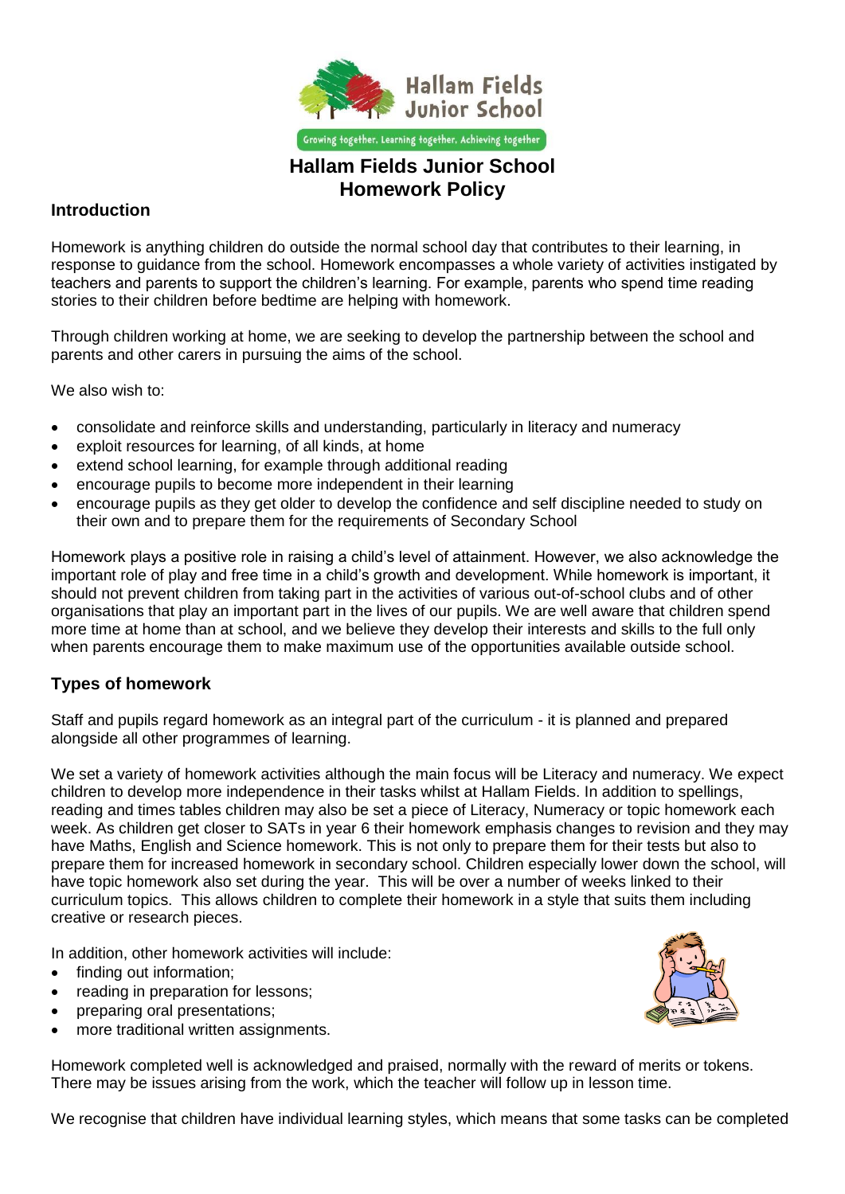# Hallam Fields Junior School Homework Policy

## Introduction

Homework is anything children do outside the normal school day that contributes to their learning, in response to guidance from the school. Homework encompasses a whole variety of activities instigated by teachers and parents to support the children's learning. For example, parents who spend time reading stories to their children before bedtime are helping with homework.

Through children working at home, we are seeking to develop the partnership between the school and parents and other carers in pursuing the aims of the school.

We also wish to:

- consolidate and reinforce skills and understanding, particularly in literacy and numeracy
- exploit resources for learning, of all kinds, at home
- extend school learning, for example through additional reading
- encourage pupils to become more independent in their learning
- encourage pupils as they get older to develop the confidence and self discipline needed to study on their own and to prepare them for the requirements of Secondary School

Homework plays a positive role in raising a child's level of attainment. However, we also acknowledge the important role of play and free time in a child's growth and development. While homework is important, it should not prevent children from taking part in the activities of various out-of-school clubs and of other organisations that play an important part in the lives of our pupils. We are well aware that children spend more time at home than at school, and we believe they develop their interests and skills to the full only when parents encourage them to make maximum use of the opportunities available outside school.

## Types of homework

Staff and pupils regard homework as an integral part of the curriculum - it is planned and prepared alongside all other programmes of learning.

We set a variety of homework activities although the main focus will be Literacy and numeracy. We expect children to develop more independence in their tasks whilst at Hallam Fields. In addition to spellings, reading and times tables children may also be set a piece of Literacy, Numeracy or topic homework each week. As children get closer to SATs in year 6 their homework emphasis changes to revision and they may have Maths, English and Science homework. This is not only to prepare them for their tests but also to prepare them for increased homework in secondary school. Children especially lower down the school, will have topic homework also set during the year. This will be over a number of weeks linked to their curriculum topics. This allows children to complete their homework in a style that suits them including creative or research pieces.

In addition, other homework activities will include:

- finding out information;
- reading in preparation for lessons;
- preparing oral presentations;
- more traditional written assignments.

Homework completed well is acknowledged and praised, normally with the reward of merits or tokens. There may be issues arising from the work, which the teacher will follow up in lesson time.

We recognise that children have individual learning styles, which means that some tasks can be completed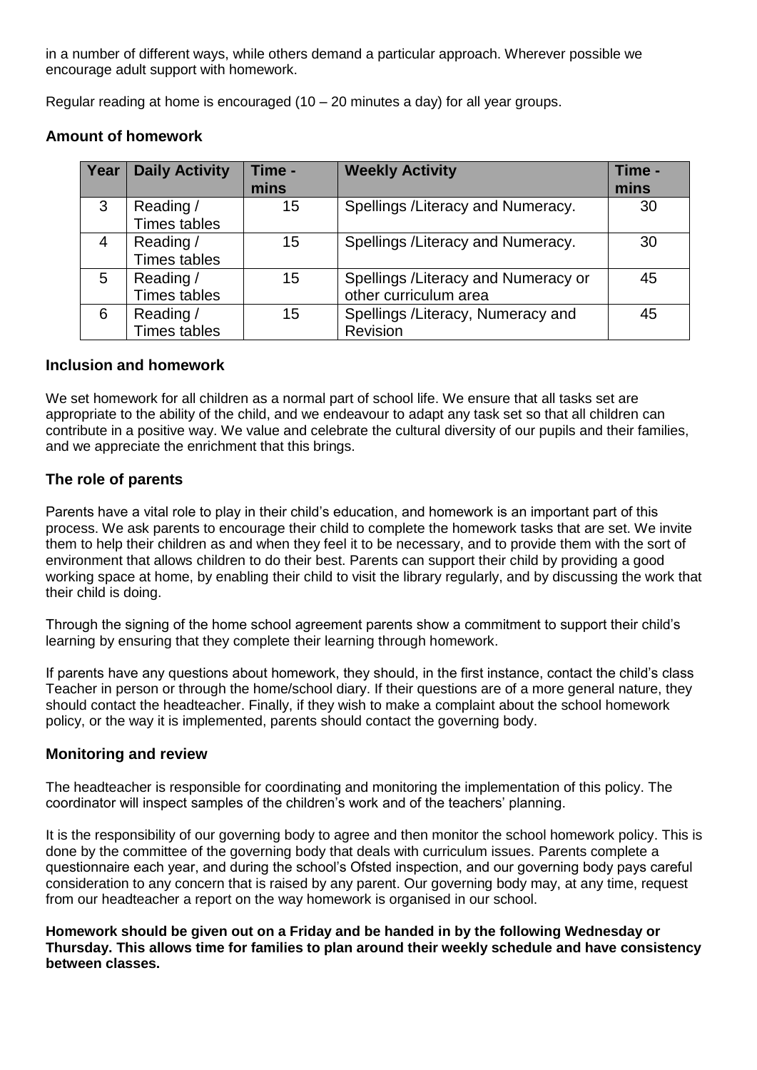in a number of different ways, while others demand a particular approach. Wherever possible we encourage adult support with homework.

Regular reading at home is encouraged (10 – 20 minutes a day) for all year groups.

### Amount of homework

| Year | Daily Activity | Time - mins | Weekly Activity | Time - mins |
|---|---|---|---|---|
| 3 | Reading / Times tables | 15 | Spellings /Literacy and Numeracy. | 30 |
| 4 | Reading / Times tables | 15 | Spellings /Literacy and Numeracy. | 30 |
| 5 | Reading / Times tables | 15 | Spellings /Literacy and Numeracy or other curriculum area | 45 |
| 6 | Reading / Times tables | 15 | Spellings /Literacy, Numeracy and Revision | 45 |

### Inclusion and homework

We set homework for all children as a normal part of school life. We ensure that all tasks set are appropriate to the ability of the child, and we endeavour to adapt any task set so that all children can contribute in a positive way. We value and celebrate the cultural diversity of our pupils and their families, and we appreciate the enrichment that this brings.

### The role of parents

Parents have a vital role to play in their child's education, and homework is an important part of this process. We ask parents to encourage their child to complete the homework tasks that are set. We invite them to help their children as and when they feel it to be necessary, and to provide them with the sort of environment that allows children to do their best. Parents can support their child by providing a good working space at home, by enabling their child to visit the library regularly, and by discussing the work that their child is doing.

Through the signing of the home school agreement parents show a commitment to support their child's learning by ensuring that they complete their learning through homework.

If parents have any questions about homework, they should, in the first instance, contact the child's class Teacher in person or through the home/school diary. If their questions are of a more general nature, they should contact the headteacher. Finally, if they wish to make a complaint about the school homework policy, or the way it is implemented, parents should contact the governing body.

### Monitoring and review

The headteacher is responsible for coordinating and monitoring the implementation of this policy. The coordinator will inspect samples of the children's work and of the teachers' planning.

It is the responsibility of our governing body to agree and then monitor the school homework policy. This is done by the committee of the governing body that deals with curriculum issues. Parents complete a questionnaire each year, and during the school's Ofsted inspection, and our governing body pays careful consideration to any concern that is raised by any parent. Our governing body may, at any time, request from our headteacher a report on the way homework is organised in our school.

**Homework should be given out on a Friday and be handed in by the following Wednesday or Thursday. This allows time for families to plan around their weekly schedule and have consistency between classes.**